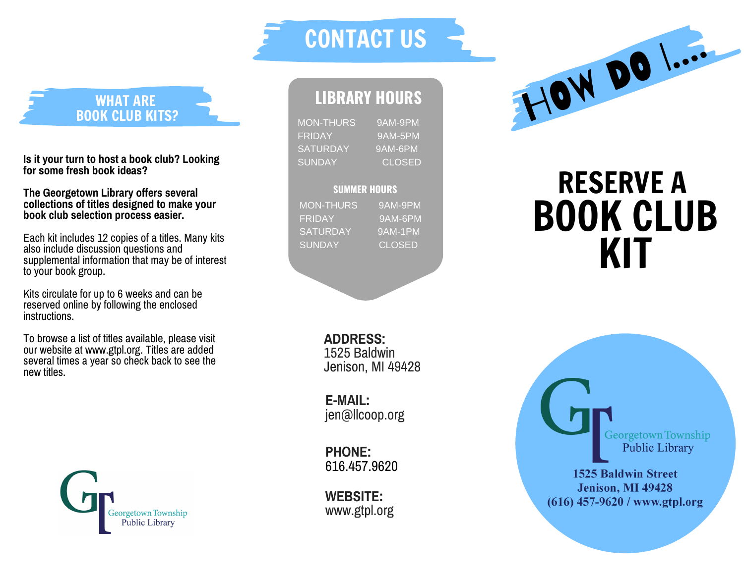## WHAT ARE BOOK CLUB KITS?

**Is it your turn to host a book club? Looking for some fresh book ideas?**

**The Georgetown Library offers several collections of titles designed to make your book club selection process easier.**

Each kit includes 12 copies of a titles. Many kits also include discussion questions and supplemental information that may be of interest to your book group.

Kits circulate for up to 6 weeks and can be reserved online by following the enclosed instructions.

To browse a list of titles available, please visit our website at www.gtpl.org. Titles are added several times a year so check back to see the new titles.

Georgetown Township Public Library

## CONTACT US

### LIBRARY HOURS

| | |
|---|---|
| MON-THURS | 9AM-9PM |
| FRIDAY | 9AM-5PM |
| SATURDAY | 9AM-6PM |
| SUNDAY | CLOSED |

#### SUMMER HOURS

| | |
|---|---|
| MON-THURS | 9AM-9PM |
| FRIDAY | 9AM-6PM |
| SATURDAY | 9AM-1PM |
| SUNDAY | CLOSED |

**ADDRESS:**
1525 Baldwin
Jenison, MI 49428

**E-MAIL:**
jen@llcoop.org

**PHONE:**
616.457.9620

**WEBSITE:**
www.gtpl.org

## HOW DO I...

# RESERVE A BOOK CLUB KIT

Georgetown Township Public Library
1525 Baldwin Street
Jenison, MI 49428
(616) 457-9620 / www.gtpl.org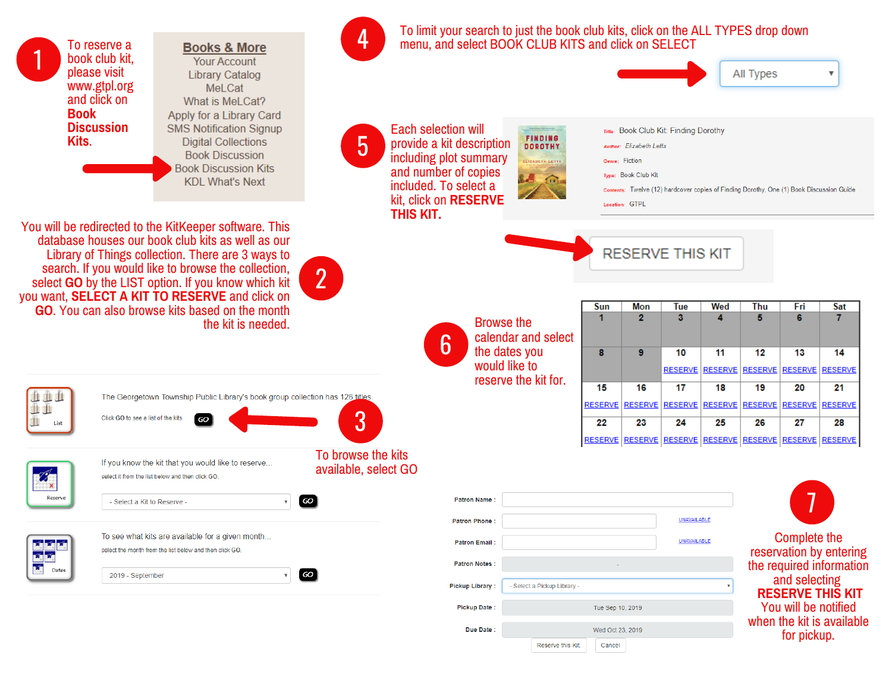**1** To reserve a book club kit, please visit www.gtpl.org and click on **Book Discussion Kits**.

**Books & More**
Your Account
Library Catalog
MeLCat
What is MeLCat?
Apply for a Library Card
SMS Notification Signup
Digital Collections
Book Discussion
Book Discussion Kits
KDL What's Next

**2** You will be redirected to the KitKeeper software. This database houses our book club kits as well as our Library of Things collection. There are 3 ways to search. If you would like to browse the collection, select **GO** by the LIST option. If you know which kit you want, **SELECT A KIT TO RESERVE** and click on **GO**. You can also browse kits based on the month the kit is needed.

The Georgetown Township Public Library's book group collection has 126 titles

Click GO to see a list of the kits GO

List

If you know the kit that you would like to reserve...

select it from the list below and then click GO.

Reserve

- Select a Kit to Reserve - GO

To see what kits are available for a given month...

select the month from the list below and then click GO.

Dates

2019 - September GO

**3** To browse the kits available, select GO

**4** To limit your search to just the book club kits, click on the ALL TYPES drop down menu, and select BOOK CLUB KITS and click on SELECT

All Types

**5** Each selection will provide a kit description including plot summary and number of copies included. To select a kit, click on **RESERVE THIS KIT.**

Title: Book Club Kit: Finding Dorothy
Author: Elizabeth Letts
Genre: Fiction
Type: Book Club Kit
Contents: Twelve (12) hardcover copies of Finding Dorothy. One (1) Book Discussion Guide
Location: GTPL

RESERVE THIS KIT

**6** Browse the calendar and select the dates you would like to reserve the kit for.

| Sun | Mon | Tue | Wed | Thu | Fri | Sat |
|---|---|---|---|---|---|---|
| 1 | 2 | 3 | 4 | 5 | 6 | 7 |
| 8 | 9 | 10 RESERVE | 11 RESERVE | 12 RESERVE | 13 RESERVE | 14 RESERVE |
| 15 RESERVE | 16 RESERVE | 17 RESERVE | 18 RESERVE | 19 RESERVE | 20 RESERVE | 21 RESERVE |
| 22 RESERVE | 23 RESERVE | 24 RESERVE | 25 RESERVE | 26 RESERVE | 27 RESERVE | 28 RESERVE |

Patron Name :
Patron Phone : UNAVAILABLE
Patron Email : UNAVAILABLE
Patron Notes : -
Pickup Library : - Select a Pickup Library -
Pickup Date : Tue Sep 10, 2019
Due Date : Wed Oct 23, 2019

Reserve this Kit. Cancel

**7** Complete the reservation by entering the required information and selecting **RESERVE THIS KIT** You will be notified when the kit is available for pickup.